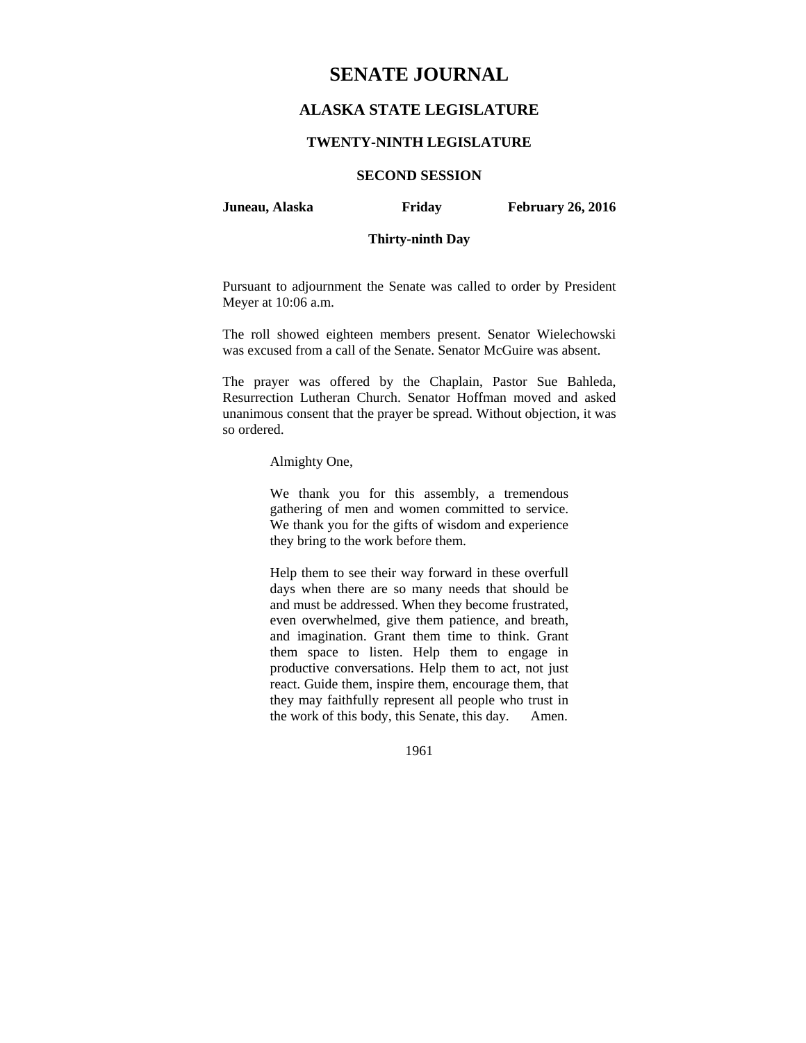# SENATE JOURNAL

## ALASKA STATE LEGISLATURE

### TWENTY-NINTH LEGISLATURE

### SECOND SESSION

**Juneau, Alaska** **Friday** **February 26, 2016**

**Thirty-ninth Day**

Pursuant to adjournment the Senate was called to order by President Meyer at 10:06 a.m.

The roll showed eighteen members present. Senator Wielechowski was excused from a call of the Senate. Senator McGuire was absent.

The prayer was offered by the Chaplain, Pastor Sue Bahleda, Resurrection Lutheran Church. Senator Hoffman moved and asked unanimous consent that the prayer be spread. Without objection, it was so ordered.

> Almighty One,
>
> We thank you for this assembly, a tremendous gathering of men and women committed to service. We thank you for the gifts of wisdom and experience they bring to the work before them.
>
> Help them to see their way forward in these overfull days when there are so many needs that should be and must be addressed. When they become frustrated, even overwhelmed, give them patience, and breath, and imagination. Grant them time to think. Grant them space to listen. Help them to engage in productive conversations. Help them to act, not just react. Guide them, inspire them, encourage them, that they may faithfully represent all people who trust in the work of this body, this Senate, this day. Amen.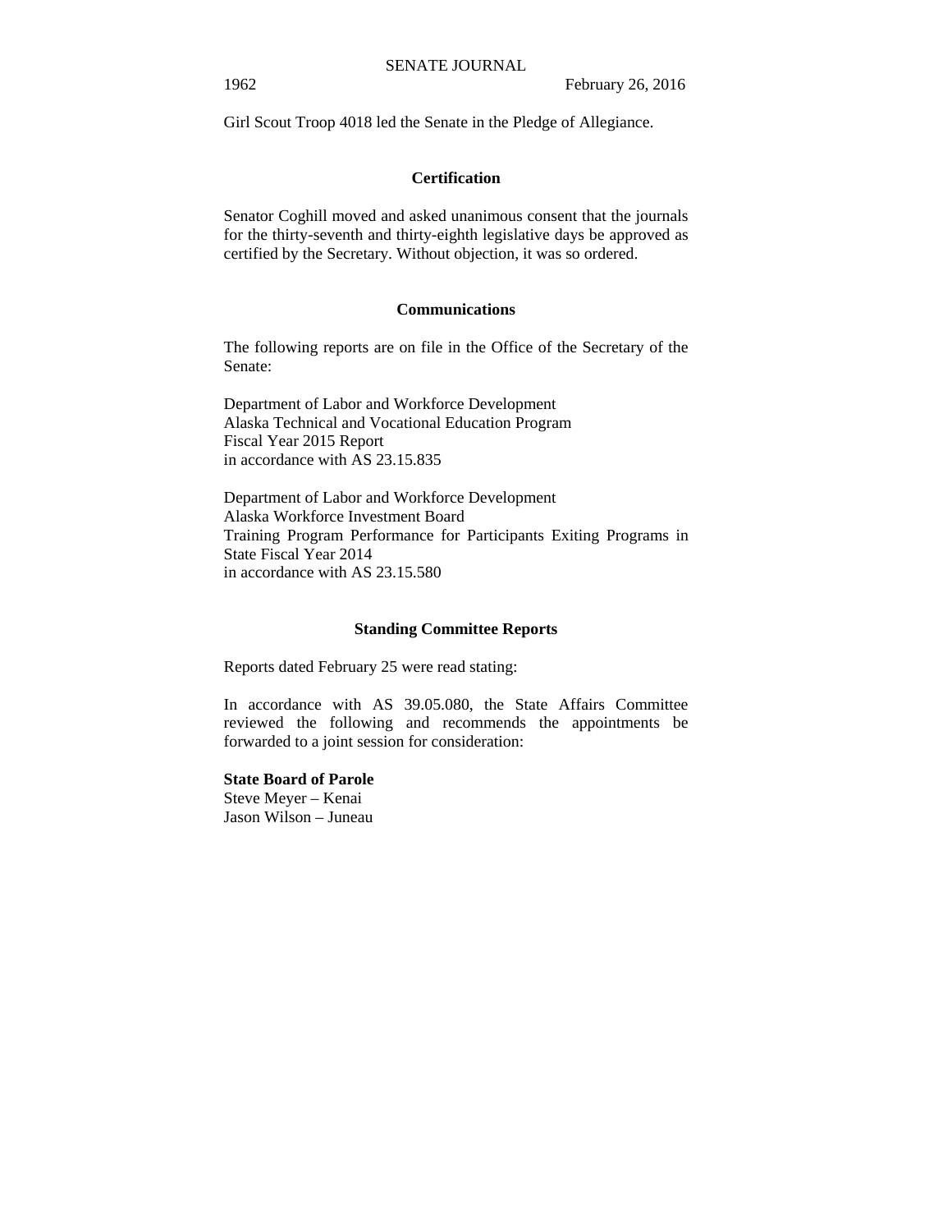Girl Scout Troop 4018 led the Senate in the Pledge of Allegiance.

## Certification

Senator Coghill moved and asked unanimous consent that the journals for the thirty-seventh and thirty-eighth legislative days be approved as certified by the Secretary. Without objection, it was so ordered.

## Communications

The following reports are on file in the Office of the Secretary of the Senate:

Department of Labor and Workforce Development
Alaska Technical and Vocational Education Program
Fiscal Year 2015 Report
in accordance with AS 23.15.835

Department of Labor and Workforce Development
Alaska Workforce Investment Board
Training Program Performance for Participants Exiting Programs in State Fiscal Year 2014
in accordance with AS 23.15.580

## Standing Committee Reports

Reports dated February 25 were read stating:

In accordance with AS 39.05.080, the State Affairs Committee reviewed the following and recommends the appointments be forwarded to a joint session for consideration:

**State Board of Parole**
Steve Meyer – Kenai
Jason Wilson – Juneau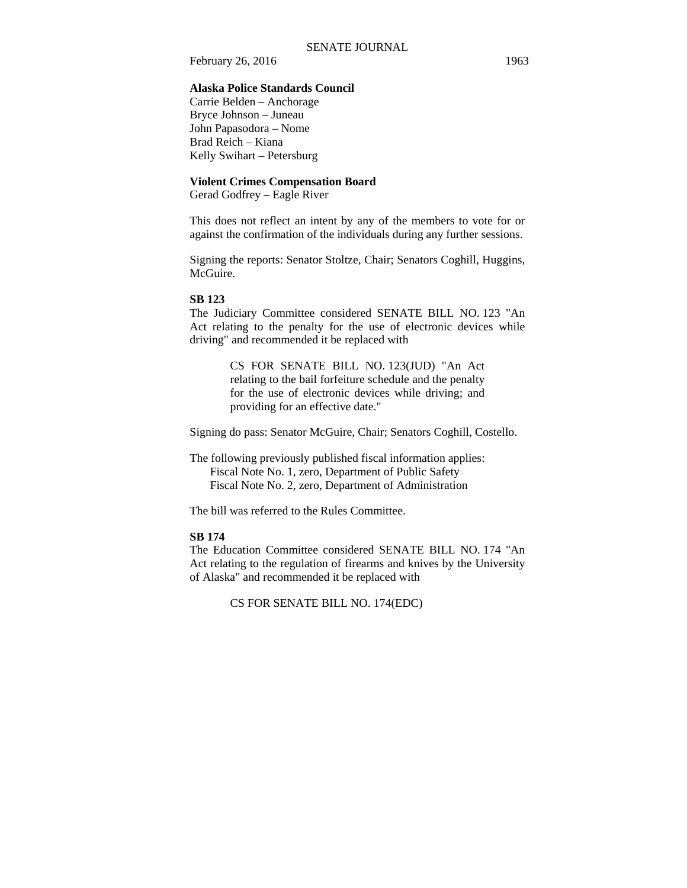**Alaska Police Standards Council**
Carrie Belden – Anchorage
Bryce Johnson – Juneau
John Papasodora – Nome
Brad Reich – Kiana
Kelly Swihart – Petersburg

**Violent Crimes Compensation Board**
Gerad Godfrey – Eagle River

This does not reflect an intent by any of the members to vote for or against the confirmation of the individuals during any further sessions.

Signing the reports: Senator Stoltze, Chair; Senators Coghill, Huggins, McGuire.

**SB 123**
The Judiciary Committee considered SENATE BILL NO. 123 "An Act relating to the penalty for the use of electronic devices while driving" and recommended it be replaced with

> CS FOR SENATE BILL NO. 123(JUD) "An Act relating to the bail forfeiture schedule and the penalty for the use of electronic devices while driving; and providing for an effective date."

Signing do pass: Senator McGuire, Chair; Senators Coghill, Costello.

The following previously published fiscal information applies:
Fiscal Note No. 1, zero, Department of Public Safety
Fiscal Note No. 2, zero, Department of Administration

The bill was referred to the Rules Committee.

**SB 174**
The Education Committee considered SENATE BILL NO. 174 "An Act relating to the regulation of firearms and knives by the University of Alaska" and recommended it be replaced with

> CS FOR SENATE BILL NO. 174(EDC)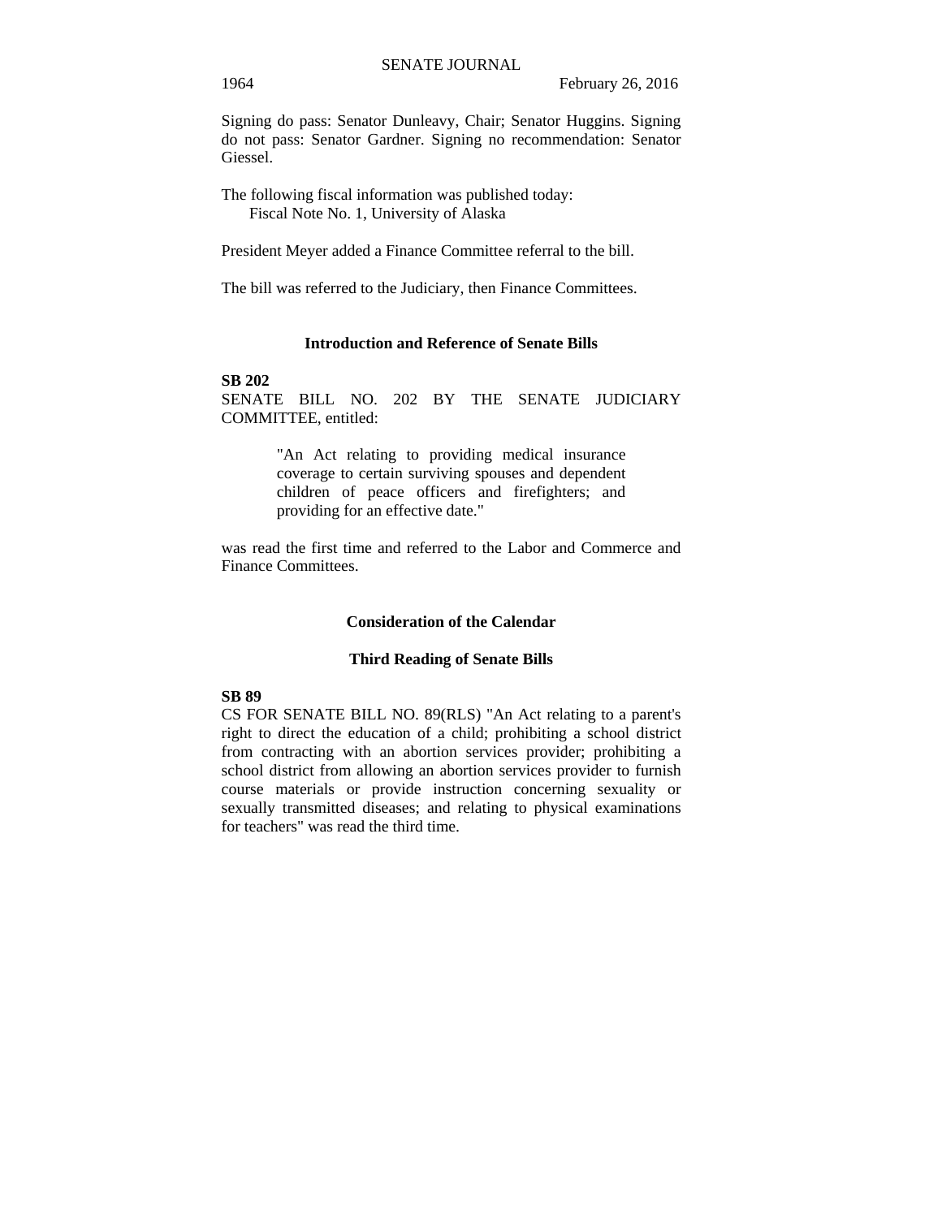Signing do pass: Senator Dunleavy, Chair; Senator Huggins. Signing do not pass: Senator Gardner. Signing no recommendation: Senator Giessel.

The following fiscal information was published today:
Fiscal Note No. 1, University of Alaska

President Meyer added a Finance Committee referral to the bill.

The bill was referred to the Judiciary, then Finance Committees.

## Introduction and Reference of Senate Bills

**SB 202**

SENATE BILL NO. 202 BY THE SENATE JUDICIARY COMMITTEE, entitled:

> "An Act relating to providing medical insurance coverage to certain surviving spouses and dependent children of peace officers and firefighters; and providing for an effective date."

was read the first time and referred to the Labor and Commerce and Finance Committees.

## Consideration of the Calendar

### Third Reading of Senate Bills

**SB 89**

CS FOR SENATE BILL NO. 89(RLS) "An Act relating to a parent's right to direct the education of a child; prohibiting a school district from contracting with an abortion services provider; prohibiting a school district from allowing an abortion services provider to furnish course materials or provide instruction concerning sexuality or sexually transmitted diseases; and relating to physical examinations for teachers" was read the third time.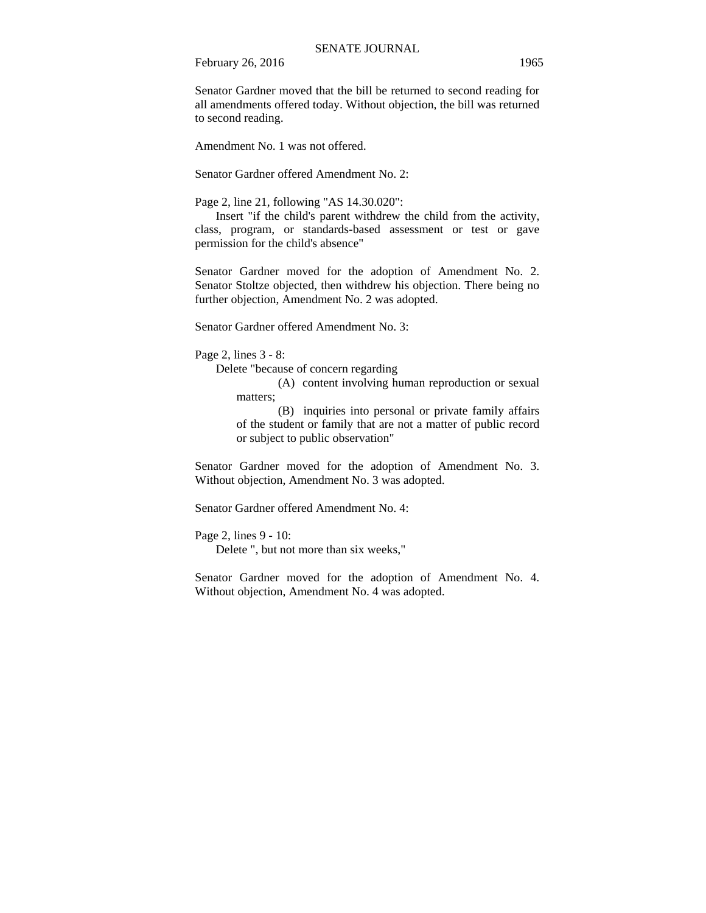Senator Gardner moved that the bill be returned to second reading for all amendments offered today. Without objection, the bill was returned to second reading.

Amendment No. 1 was not offered.

Senator Gardner offered Amendment No. 2:

Page 2, line 21, following "AS 14.30.020":

Insert "if the child's parent withdrew the child from the activity, class, program, or standards-based assessment or test or gave permission for the child's absence"

Senator Gardner moved for the adoption of Amendment No. 2. Senator Stoltze objected, then withdrew his objection. There being no further objection, Amendment No. 2 was adopted.

Senator Gardner offered Amendment No. 3:

Page 2, lines 3 - 8:

Delete "because of concern regarding

(A) content involving human reproduction or sexual matters;

(B) inquiries into personal or private family affairs of the student or family that are not a matter of public record or subject to public observation"

Senator Gardner moved for the adoption of Amendment No. 3. Without objection, Amendment No. 3 was adopted.

Senator Gardner offered Amendment No. 4:

Page 2, lines 9 - 10:

Delete ", but not more than six weeks,"

Senator Gardner moved for the adoption of Amendment No. 4. Without objection, Amendment No. 4 was adopted.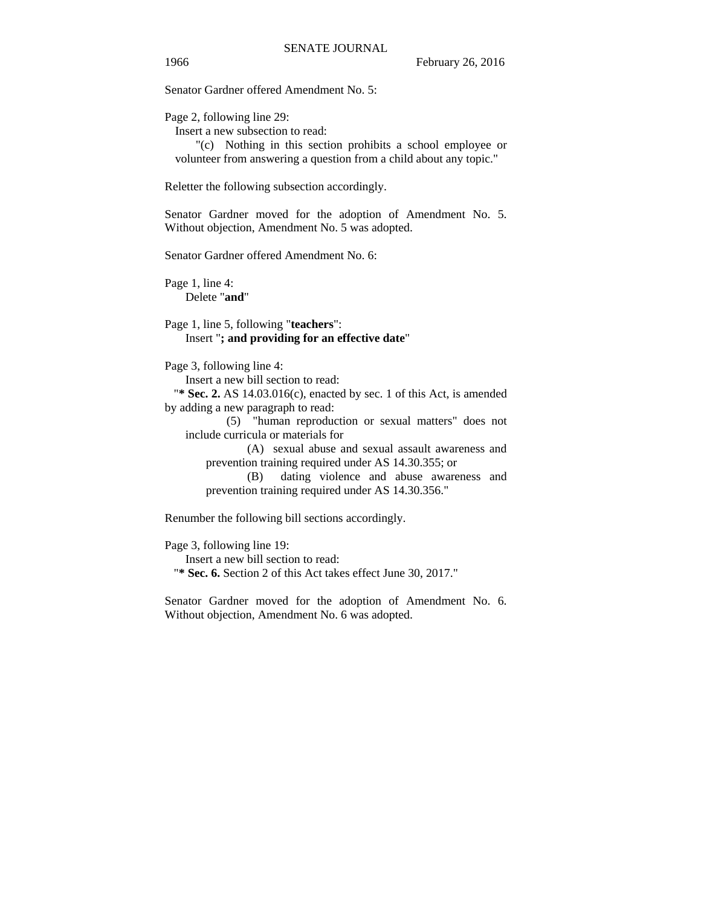Senator Gardner offered Amendment No. 5:

Page 2, following line 29:
Insert a new subsection to read:
"(c) Nothing in this section prohibits a school employee or volunteer from answering a question from a child about any topic."

Reletter the following subsection accordingly.

Senator Gardner moved for the adoption of Amendment No. 5. Without objection, Amendment No. 5 was adopted.

Senator Gardner offered Amendment No. 6:

Page 1, line 4:
Delete "**and**"

Page 1, line 5, following "**teachers**":
Insert "**; and providing for an effective date**"

Page 3, following line 4:
Insert a new bill section to read:
"**\* Sec. 2.** AS 14.03.016(c), enacted by sec. 1 of this Act, is amended by adding a new paragraph to read:

(5) "human reproduction or sexual matters" does not include curricula or materials for

(A) sexual abuse and sexual assault awareness and prevention training required under AS 14.30.355; or

(B) dating violence and abuse awareness and prevention training required under AS 14.30.356."

Renumber the following bill sections accordingly.

Page 3, following line 19:
Insert a new bill section to read:
"**\* Sec. 6.** Section 2 of this Act takes effect June 30, 2017."

Senator Gardner moved for the adoption of Amendment No. 6. Without objection, Amendment No. 6 was adopted.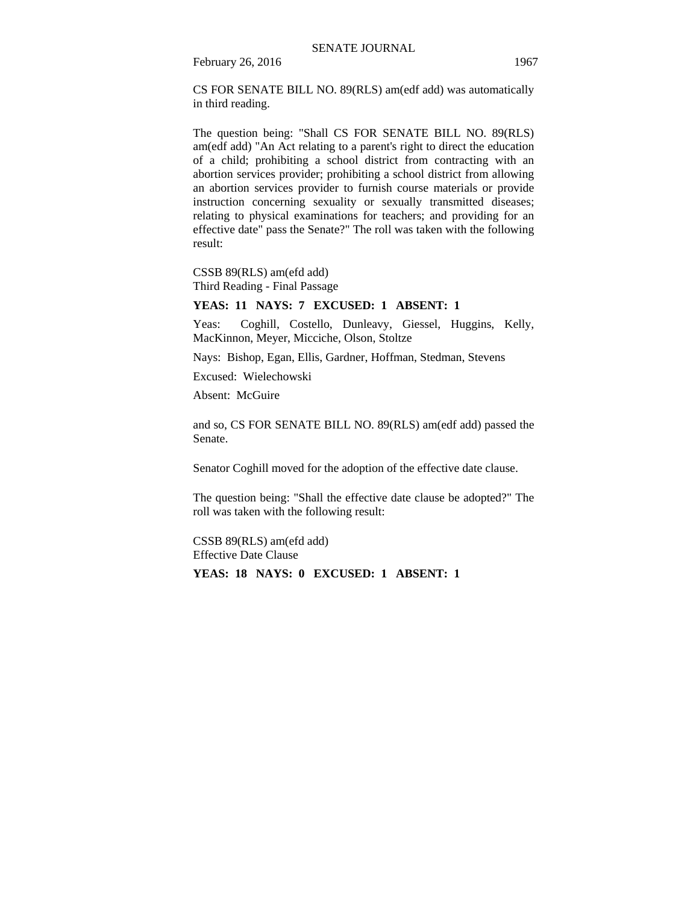CS FOR SENATE BILL NO. 89(RLS) am(edf add) was automatically in third reading.

The question being: "Shall CS FOR SENATE BILL NO. 89(RLS) am(edf add) "An Act relating to a parent's right to direct the education of a child; prohibiting a school district from contracting with an abortion services provider; prohibiting a school district from allowing an abortion services provider to furnish course materials or provide instruction concerning sexuality or sexually transmitted diseases; relating to physical examinations for teachers; and providing for an effective date" pass the Senate?" The roll was taken with the following result:

CSSB 89(RLS) am(efd add)
Third Reading - Final Passage

**YEAS: 11 NAYS: 7 EXCUSED: 1 ABSENT: 1**

Yeas: Coghill, Costello, Dunleavy, Giessel, Huggins, Kelly, MacKinnon, Meyer, Micciche, Olson, Stoltze

Nays: Bishop, Egan, Ellis, Gardner, Hoffman, Stedman, Stevens

Excused: Wielechowski

Absent: McGuire

and so, CS FOR SENATE BILL NO. 89(RLS) am(edf add) passed the Senate.

Senator Coghill moved for the adoption of the effective date clause.

The question being: "Shall the effective date clause be adopted?" The roll was taken with the following result:

CSSB 89(RLS) am(efd add)
Effective Date Clause

**YEAS: 18 NAYS: 0 EXCUSED: 1 ABSENT: 1**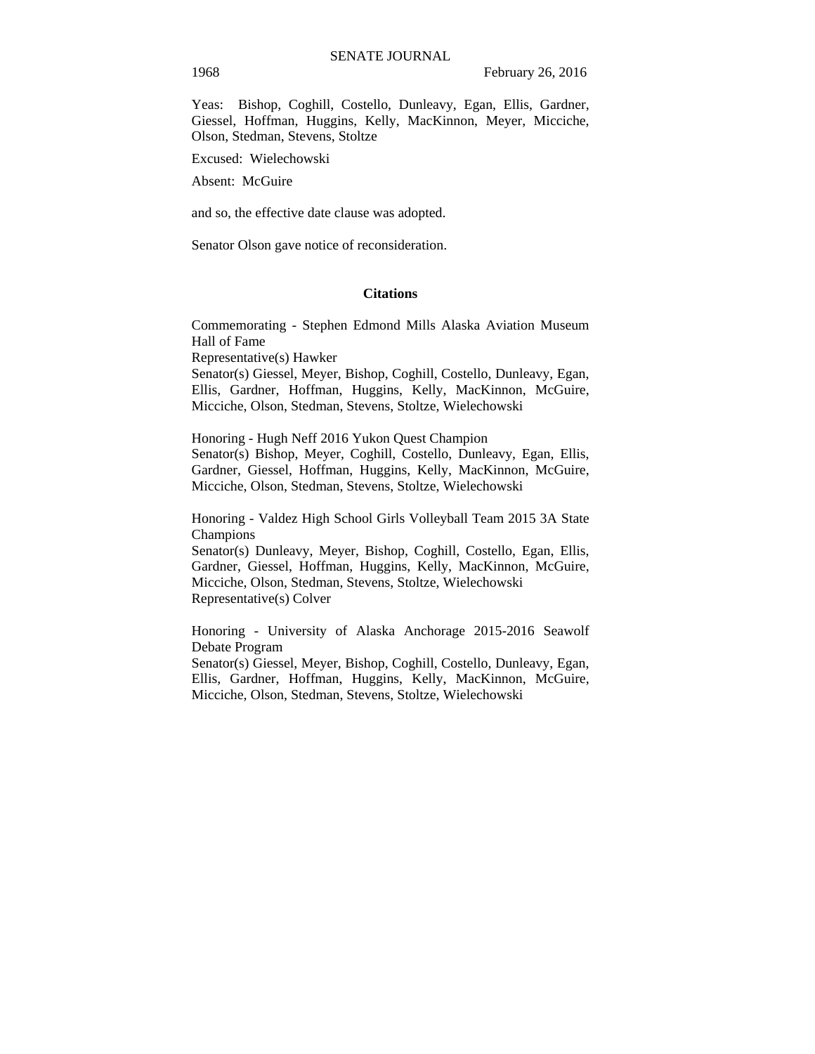Yeas:  Bishop, Coghill, Costello, Dunleavy, Egan, Ellis, Gardner, Giessel, Hoffman, Huggins, Kelly, MacKinnon, Meyer, Micciche, Olson, Stedman, Stevens, Stoltze

Excused:  Wielechowski

Absent:  McGuire

and so, the effective date clause was adopted.

Senator Olson gave notice of reconsideration.

## Citations

Commemorating - Stephen Edmond Mills Alaska Aviation Museum Hall of Fame
Representative(s) Hawker
Senator(s) Giessel, Meyer, Bishop, Coghill, Costello, Dunleavy, Egan, Ellis, Gardner, Hoffman, Huggins, Kelly, MacKinnon, McGuire, Micciche, Olson, Stedman, Stevens, Stoltze, Wielechowski

Honoring - Hugh Neff 2016 Yukon Quest Champion
Senator(s) Bishop, Meyer, Coghill, Costello, Dunleavy, Egan, Ellis, Gardner, Giessel, Hoffman, Huggins, Kelly, MacKinnon, McGuire, Micciche, Olson, Stedman, Stevens, Stoltze, Wielechowski

Honoring - Valdez High School Girls Volleyball Team 2015 3A State Champions
Senator(s) Dunleavy, Meyer, Bishop, Coghill, Costello, Egan, Ellis, Gardner, Giessel, Hoffman, Huggins, Kelly, MacKinnon, McGuire, Micciche, Olson, Stedman, Stevens, Stoltze, Wielechowski
Representative(s) Colver

Honoring - University of Alaska Anchorage 2015-2016 Seawolf Debate Program
Senator(s) Giessel, Meyer, Bishop, Coghill, Costello, Dunleavy, Egan, Ellis, Gardner, Hoffman, Huggins, Kelly, MacKinnon, McGuire, Micciche, Olson, Stedman, Stevens, Stoltze, Wielechowski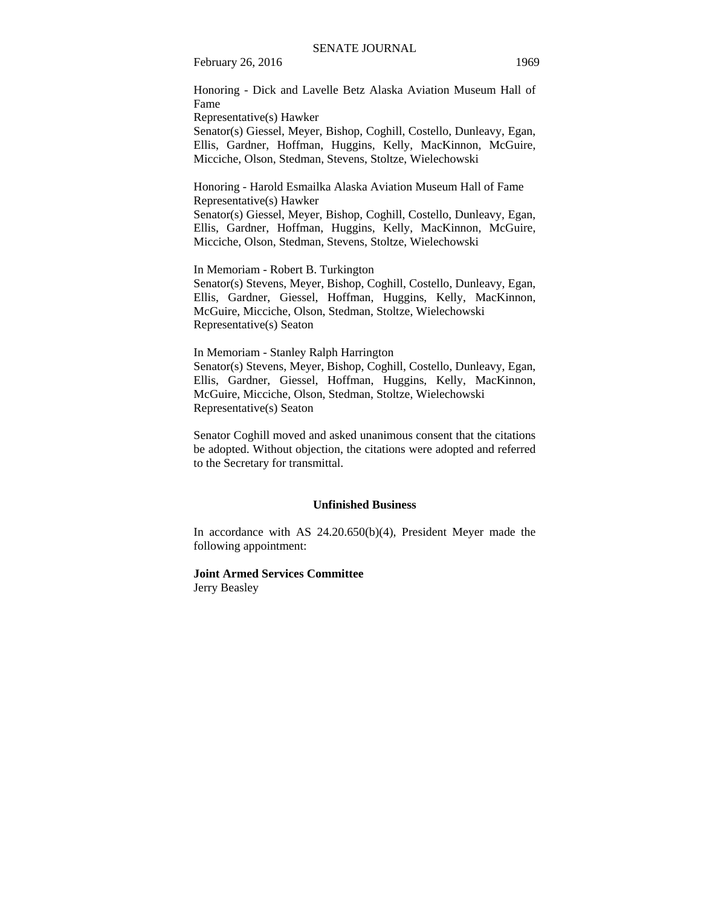Honoring - Dick and Lavelle Betz Alaska Aviation Museum Hall of Fame
Representative(s) Hawker
Senator(s) Giessel, Meyer, Bishop, Coghill, Costello, Dunleavy, Egan, Ellis, Gardner, Hoffman, Huggins, Kelly, MacKinnon, McGuire, Micciche, Olson, Stedman, Stevens, Stoltze, Wielechowski

Honoring - Harold Esmailka Alaska Aviation Museum Hall of Fame
Representative(s) Hawker
Senator(s) Giessel, Meyer, Bishop, Coghill, Costello, Dunleavy, Egan, Ellis, Gardner, Hoffman, Huggins, Kelly, MacKinnon, McGuire, Micciche, Olson, Stedman, Stevens, Stoltze, Wielechowski

In Memoriam - Robert B. Turkington
Senator(s) Stevens, Meyer, Bishop, Coghill, Costello, Dunleavy, Egan, Ellis, Gardner, Giessel, Hoffman, Huggins, Kelly, MacKinnon, McGuire, Micciche, Olson, Stedman, Stoltze, Wielechowski
Representative(s) Seaton

In Memoriam - Stanley Ralph Harrington
Senator(s) Stevens, Meyer, Bishop, Coghill, Costello, Dunleavy, Egan, Ellis, Gardner, Giessel, Hoffman, Huggins, Kelly, MacKinnon, McGuire, Micciche, Olson, Stedman, Stoltze, Wielechowski
Representative(s) Seaton

Senator Coghill moved and asked unanimous consent that the citations be adopted. Without objection, the citations were adopted and referred to the Secretary for transmittal.

## Unfinished Business

In accordance with AS 24.20.650(b)(4), President Meyer made the following appointment:

**Joint Armed Services Committee**
Jerry Beasley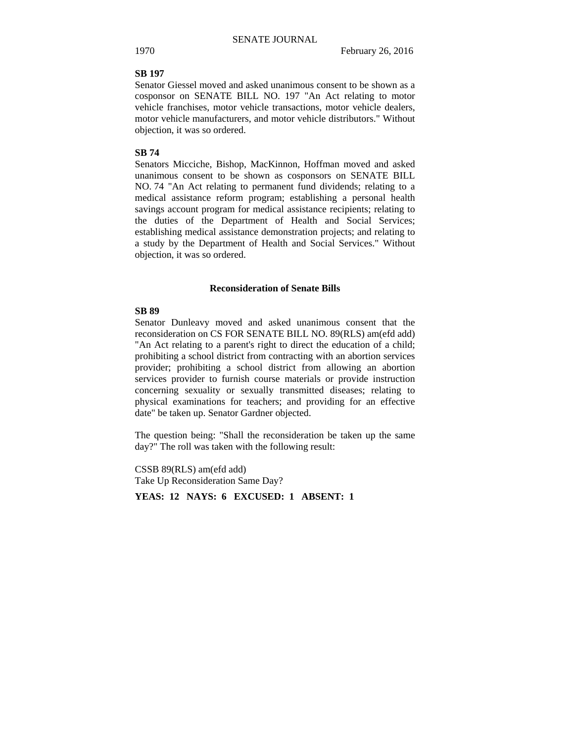**SB 197**

Senator Giessel moved and asked unanimous consent to be shown as a cosponsor on SENATE BILL NO. 197 "An Act relating to motor vehicle franchises, motor vehicle transactions, motor vehicle dealers, motor vehicle manufacturers, and motor vehicle distributors." Without objection, it was so ordered.

**SB 74**

Senators Micciche, Bishop, MacKinnon, Hoffman moved and asked unanimous consent to be shown as cosponsors on SENATE BILL NO. 74 "An Act relating to permanent fund dividends; relating to a medical assistance reform program; establishing a personal health savings account program for medical assistance recipients; relating to the duties of the Department of Health and Social Services; establishing medical assistance demonstration projects; and relating to a study by the Department of Health and Social Services." Without objection, it was so ordered.

## Reconsideration of Senate Bills

**SB 89**

Senator Dunleavy moved and asked unanimous consent that the reconsideration on CS FOR SENATE BILL NO. 89(RLS) am(efd add) "An Act relating to a parent's right to direct the education of a child; prohibiting a school district from contracting with an abortion services provider; prohibiting a school district from allowing an abortion services provider to furnish course materials or provide instruction concerning sexuality or sexually transmitted diseases; relating to physical examinations for teachers; and providing for an effective date" be taken up. Senator Gardner objected.

The question being: "Shall the reconsideration be taken up the same day?" The roll was taken with the following result:

CSSB 89(RLS) am(efd add)
Take Up Reconsideration Same Day?

**YEAS: 12 NAYS: 6 EXCUSED: 1 ABSENT: 1**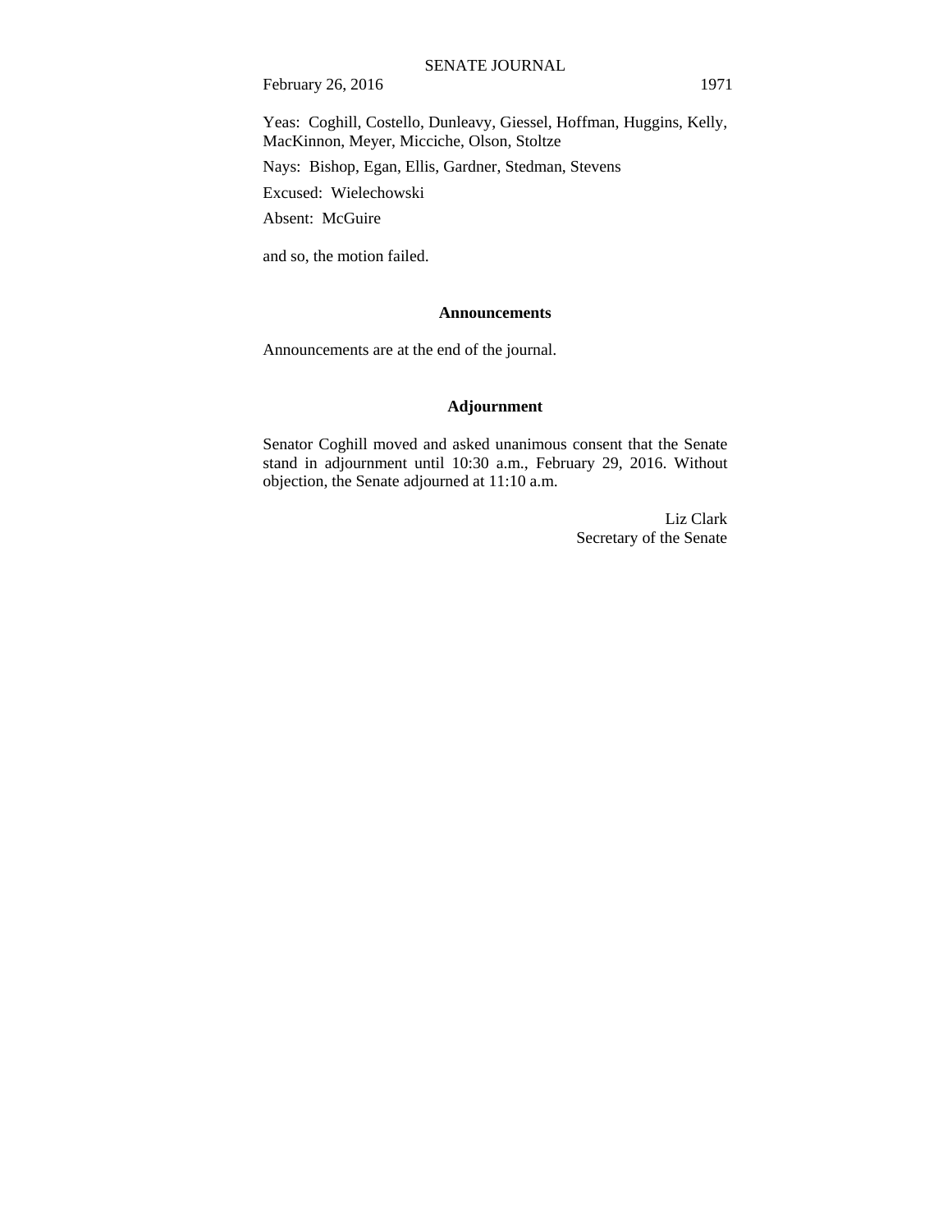Yeas: Coghill, Costello, Dunleavy, Giessel, Hoffman, Huggins, Kelly, MacKinnon, Meyer, Micciche, Olson, Stoltze

Nays: Bishop, Egan, Ellis, Gardner, Stedman, Stevens

Excused: Wielechowski

Absent: McGuire

and so, the motion failed.

## Announcements

Announcements are at the end of the journal.

## Adjournment

Senator Coghill moved and asked unanimous consent that the Senate stand in adjournment until 10:30 a.m., February 29, 2016. Without objection, the Senate adjourned at 11:10 a.m.

Liz Clark
Secretary of the Senate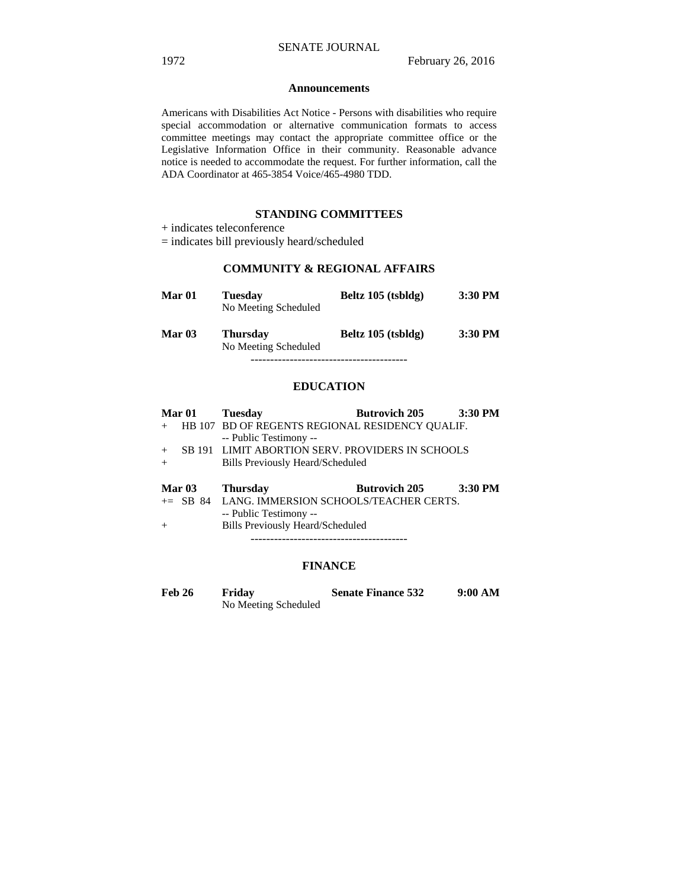## Announcements

Americans with Disabilities Act Notice - Persons with disabilities who require special accommodation or alternative communication formats to access committee meetings may contact the appropriate committee office or the Legislative Information Office in their community. Reasonable advance notice is needed to accommodate the request. For further information, call the ADA Coordinator at 465-3854 Voice/465-4980 TDD.

## STANDING COMMITTEES

+ indicates teleconference
= indicates bill previously heard/scheduled

### COMMUNITY & REGIONAL AFFAIRS

**Mar 01** **Tuesday** **Beltz 105 (tsbldg)** **3:30 PM**
No Meeting Scheduled

**Mar 03** **Thursday** **Beltz 105 (tsbldg)** **3:30 PM**
No Meeting Scheduled

----------------------------------------

### EDUCATION

**Mar 01** **Tuesday** **Butrovich 205** **3:30 PM**

+ HB 107 BD OF REGENTS REGIONAL RESIDENCY QUALIF.
-- Public Testimony --
+ SB 191 LIMIT ABORTION SERV. PROVIDERS IN SCHOOLS
+ Bills Previously Heard/Scheduled

**Mar 03** **Thursday** **Butrovich 205** **3:30 PM**

+= SB 84 LANG. IMMERSION SCHOOLS/TEACHER CERTS.
-- Public Testimony --
+ Bills Previously Heard/Scheduled

----------------------------------------

### FINANCE

**Feb 26** **Friday** **Senate Finance 532** **9:00 AM**
No Meeting Scheduled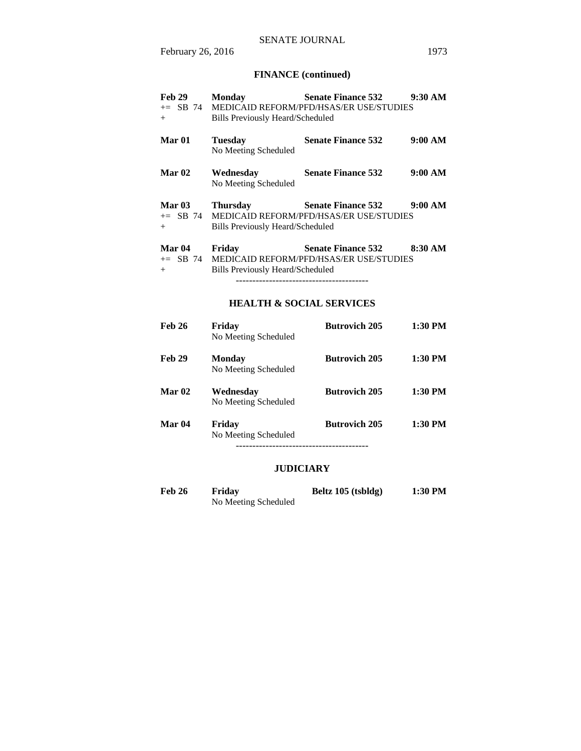## FINANCE (continued)

**Feb 29** **Monday** **Senate Finance 532** **9:30 AM**
+= SB 74 MEDICAID REFORM/PFD/HSAS/ER USE/STUDIES
+ Bills Previously Heard/Scheduled

**Mar 01** **Tuesday** **Senate Finance 532** **9:00 AM**
No Meeting Scheduled

**Mar 02** **Wednesday** **Senate Finance 532** **9:00 AM**
No Meeting Scheduled

**Mar 03** **Thursday** **Senate Finance 532** **9:00 AM**
+= SB 74 MEDICAID REFORM/PFD/HSAS/ER USE/STUDIES
+ Bills Previously Heard/Scheduled

**Mar 04** **Friday** **Senate Finance 532** **8:30 AM**
+= SB 74 MEDICAID REFORM/PFD/HSAS/ER USE/STUDIES
+ Bills Previously Heard/Scheduled

----------------------------------------

## HEALTH & SOCIAL SERVICES

**Feb 26** **Friday** **Butrovich 205** **1:30 PM**
No Meeting Scheduled

**Feb 29** **Monday** **Butrovich 205** **1:30 PM**
No Meeting Scheduled

**Mar 02** **Wednesday** **Butrovich 205** **1:30 PM**
No Meeting Scheduled

**Mar 04** **Friday** **Butrovich 205** **1:30 PM**
No Meeting Scheduled

----------------------------------------

## JUDICIARY

**Feb 26** **Friday** **Beltz 105 (tsbldg)** **1:30 PM**
No Meeting Scheduled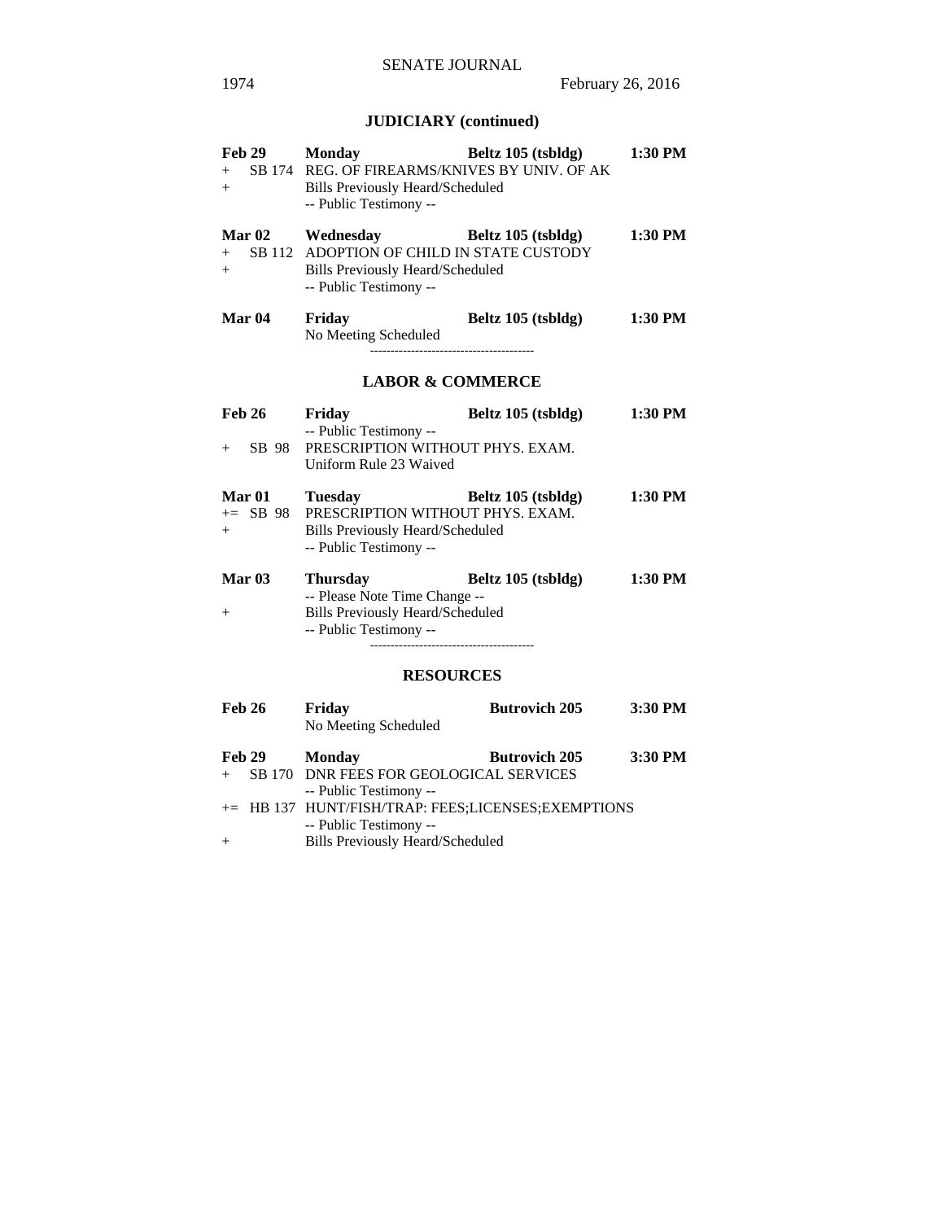## JUDICIARY (continued)

**Feb 29** **Monday** **Beltz 105 (tsbldg)** **1:30 PM**

\+ SB 174 REG. OF FIREARMS/KNIVES BY UNIV. OF AK

\+ Bills Previously Heard/Scheduled

-- Public Testimony --

**Mar 02** **Wednesday** **Beltz 105 (tsbldg)** **1:30 PM**

\+ SB 112 ADOPTION OF CHILD IN STATE CUSTODY

\+ Bills Previously Heard/Scheduled

-- Public Testimony --

**Mar 04** **Friday** **Beltz 105 (tsbldg)** **1:30 PM**

No Meeting Scheduled

----------------------------------------

## LABOR & COMMERCE

**Feb 26** **Friday** **Beltz 105 (tsbldg)** **1:30 PM**

-- Public Testimony --

\+ SB 98 PRESCRIPTION WITHOUT PHYS. EXAM.

Uniform Rule 23 Waived

**Mar 01** **Tuesday** **Beltz 105 (tsbldg)** **1:30 PM**

+= SB 98 PRESCRIPTION WITHOUT PHYS. EXAM.

\+ Bills Previously Heard/Scheduled

-- Public Testimony --

**Mar 03** **Thursday** **Beltz 105 (tsbldg)** **1:30 PM**

-- Please Note Time Change --

\+ Bills Previously Heard/Scheduled

-- Public Testimony --

----------------------------------------

## RESOURCES

**Feb 26** **Friday** **Butrovich 205** **3:30 PM**

No Meeting Scheduled

**Feb 29** **Monday** **Butrovich 205** **3:30 PM**

\+ SB 170 DNR FEES FOR GEOLOGICAL SERVICES

-- Public Testimony --

+= HB 137 HUNT/FISH/TRAP: FEES;LICENSES;EXEMPTIONS

-- Public Testimony --

\+ Bills Previously Heard/Scheduled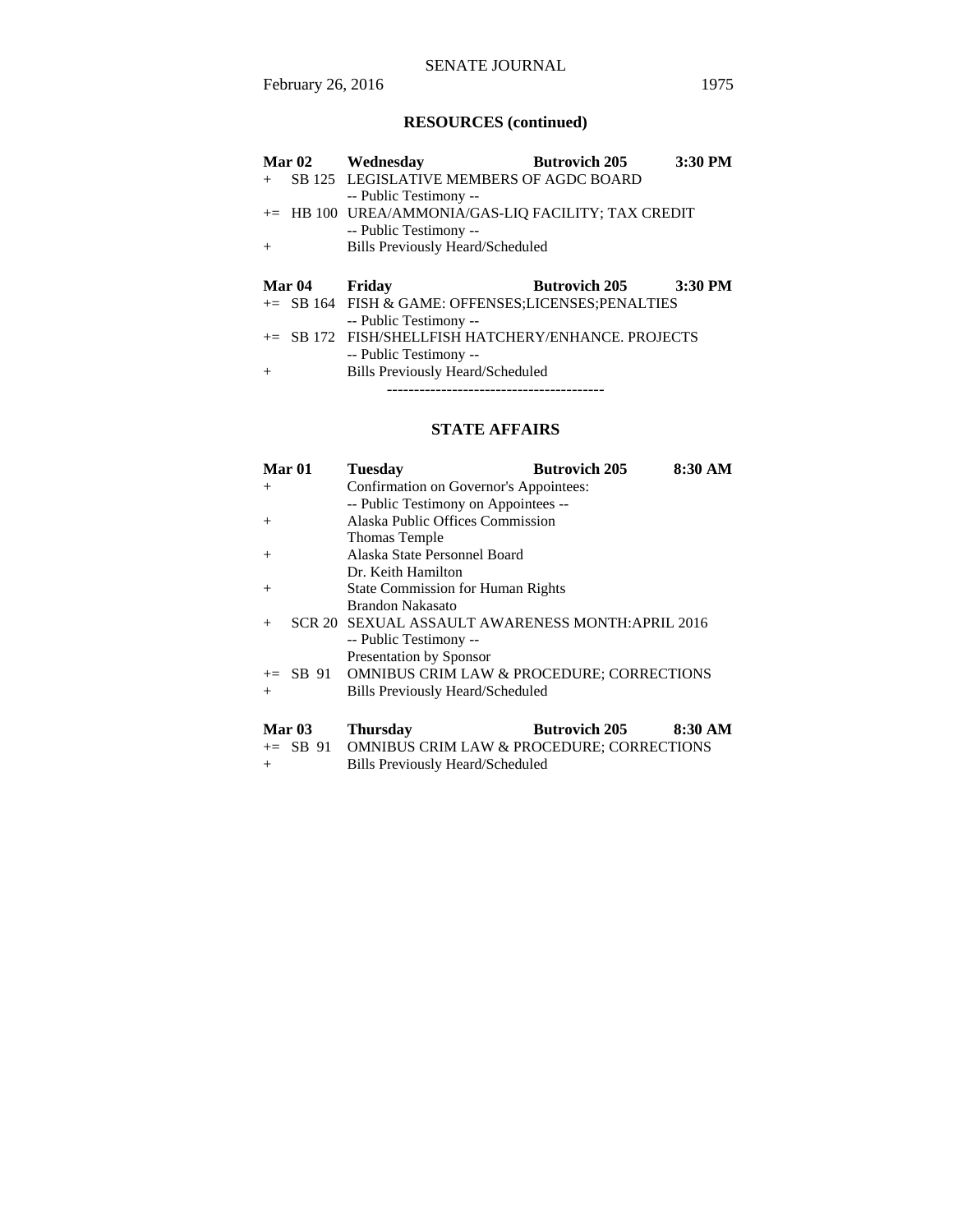## RESOURCES (continued)

| | | | | |
|---|---|---|---|---|
| **Mar 02** | | **Wednesday** | **Butrovich 205** | **3:30 PM** |
| + | SB 125 | LEGISLATIVE MEMBERS OF AGDC BOARD | | |
| | | -- Public Testimony -- | | |
| += | HB 100 | UREA/AMMONIA/GAS-LIQ FACILITY; TAX CREDIT | | |
| | | -- Public Testimony -- | | |
| + | | Bills Previously Heard/Scheduled | | |

| | | | | |
|---|---|---|---|---|
| **Mar 04** | | **Friday** | **Butrovich 205** | **3:30 PM** |
| += | SB 164 | FISH & GAME: OFFENSES;LICENSES;PENALTIES | | |
| | | -- Public Testimony -- | | |
| += | SB 172 | FISH/SHELLFISH HATCHERY/ENHANCE. PROJECTS | | |
| | | -- Public Testimony -- | | |
| + | | Bills Previously Heard/Scheduled | | |

----------------------------------------

## STATE AFFAIRS

| | | | | |
|---|---|---|---|---|
| **Mar 01** | | **Tuesday** | **Butrovich 205** | **8:30 AM** |
| + | | Confirmation on Governor's Appointees: | | |
| | | -- Public Testimony on Appointees -- | | |
| + | | Alaska Public Offices Commission | | |
| | | Thomas Temple | | |
| + | | Alaska State Personnel Board | | |
| | | Dr. Keith Hamilton | | |
| + | | State Commission for Human Rights | | |
| | | Brandon Nakasato | | |
| + | SCR 20 | SEXUAL ASSAULT AWARENESS MONTH:APRIL 2016 | | |
| | | -- Public Testimony -- | | |
| | | Presentation by Sponsor | | |
| += | SB 91 | OMNIBUS CRIM LAW & PROCEDURE; CORRECTIONS | | |
| + | | Bills Previously Heard/Scheduled | | |

| | | | | |
|---|---|---|---|---|
| **Mar 03** | | **Thursday** | **Butrovich 205** | **8:30 AM** |
| += | SB 91 | OMNIBUS CRIM LAW & PROCEDURE; CORRECTIONS | | |
| + | | Bills Previously Heard/Scheduled | | |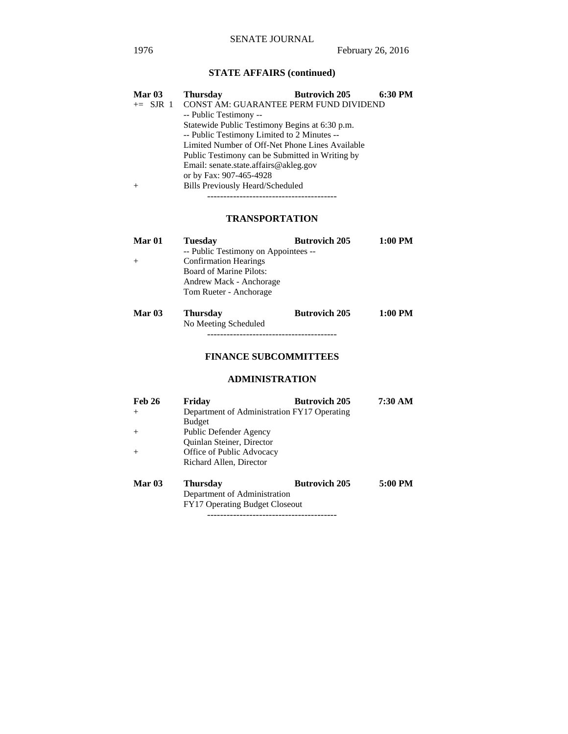## STATE AFFAIRS (continued)

| | | | |
|---|---|---|---|
| **Mar 03** | **Thursday** | **Butrovich 205** | **6:30 PM** |
| += SJR 1 | CONST AM: GUARANTEE PERM FUND DIVIDEND | | |
| | -- Public Testimony -- | | |
| | Statewide Public Testimony Begins at 6:30 p.m. | | |
| | -- Public Testimony Limited to 2 Minutes -- | | |
| | Limited Number of Off-Net Phone Lines Available | | |
| | Public Testimony can be Submitted in Writing by | | |
| | Email: senate.state.affairs@akleg.gov | | |
| | or by Fax: 907-465-4928 | | |
| + | Bills Previously Heard/Scheduled | | |

----------------------------------------

## TRANSPORTATION

| | | | |
|---|---|---|---|
| **Mar 01** | **Tuesday** | **Butrovich 205** | **1:00 PM** |
| | -- Public Testimony on Appointees -- | | |
| + | Confirmation Hearings | | |
| | Board of Marine Pilots: | | |
| | Andrew Mack - Anchorage | | |
| | Tom Rueter - Anchorage | | |
| **Mar 03** | **Thursday** | **Butrovich 205** | **1:00 PM** |
| | No Meeting Scheduled | | |

----------------------------------------

## FINANCE SUBCOMMITTEES

### ADMINISTRATION

| | | | |
|---|---|---|---|
| **Feb 26** | **Friday** | **Butrovich 205** | **7:30 AM** |
| + | Department of Administration FY17 Operating Budget | | |
| + | Public Defender Agency | | |
| | Quinlan Steiner, Director | | |
| + | Office of Public Advocacy | | |
| | Richard Allen, Director | | |
| **Mar 03** | **Thursday** | **Butrovich 205** | **5:00 PM** |
| | Department of Administration | | |
| | FY17 Operating Budget Closeout | | |

----------------------------------------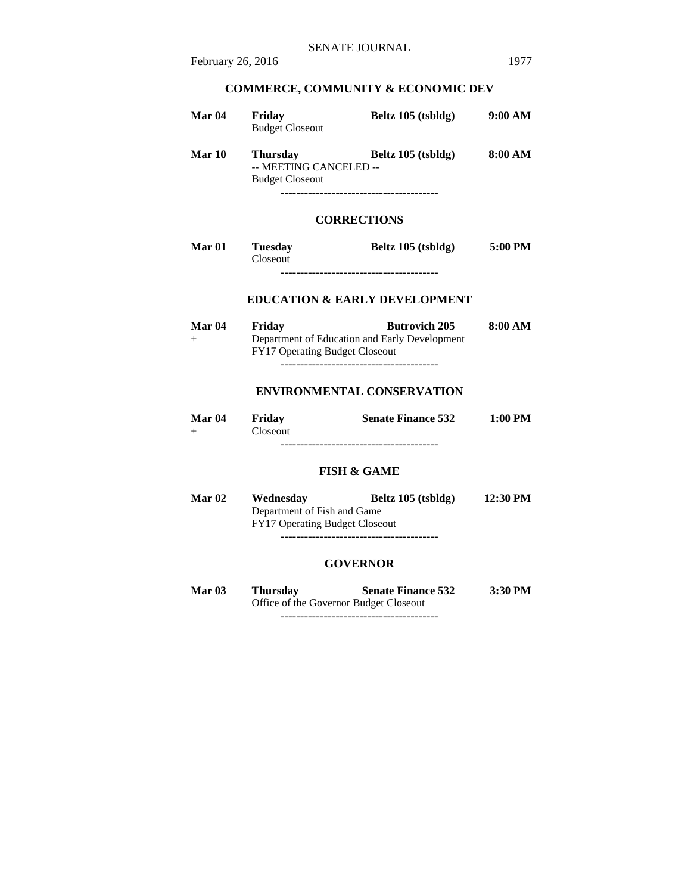## COMMERCE, COMMUNITY & ECONOMIC DEV

**Mar 04** **Friday** **Beltz 105 (tsbldg)** **9:00 AM**
Budget Closeout

**Mar 10** **Thursday** **Beltz 105 (tsbldg)** **8:00 AM**
-- MEETING CANCELED --
Budget Closeout

----------------------------------------

## CORRECTIONS

**Mar 01** **Tuesday** **Beltz 105 (tsbldg)** **5:00 PM**
Closeout

----------------------------------------

## EDUCATION & EARLY DEVELOPMENT

**Mar 04** **Friday** **Butrovich 205** **8:00 AM**
+ Department of Education and Early Development
FY17 Operating Budget Closeout

----------------------------------------

## ENVIRONMENTAL CONSERVATION

**Mar 04** **Friday** **Senate Finance 532** **1:00 PM**
+ Closeout

----------------------------------------

## FISH & GAME

**Mar 02** **Wednesday** **Beltz 105 (tsbldg)** **12:30 PM**
Department of Fish and Game
FY17 Operating Budget Closeout

----------------------------------------

## GOVERNOR

**Mar 03** **Thursday** **Senate Finance 532** **3:30 PM**
Office of the Governor Budget Closeout

----------------------------------------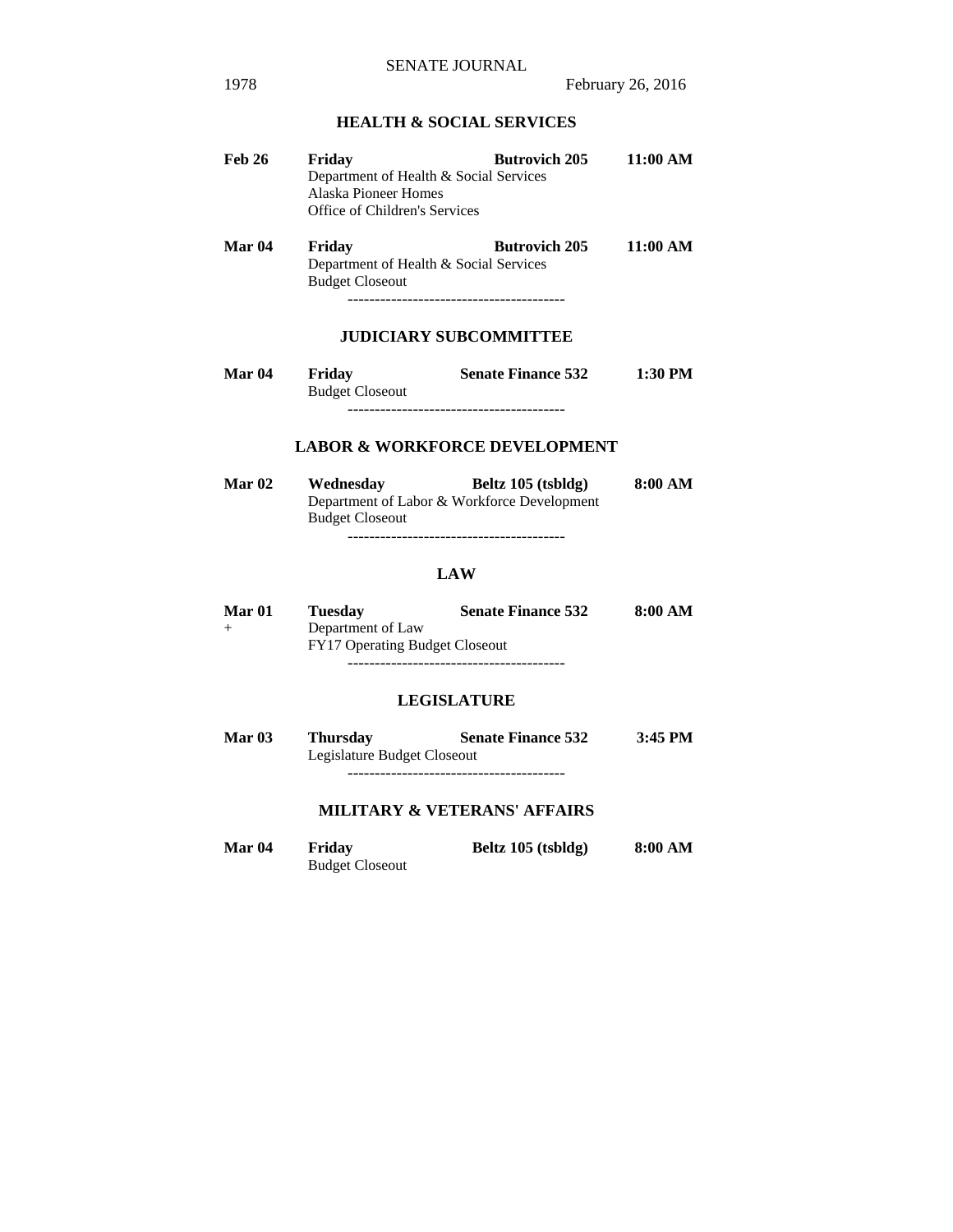## HEALTH & SOCIAL SERVICES

| | | | |
|---|---|---|---|
| **Feb 26** | **Friday** | **Butrovich 205** | **11:00 AM** |
| | Department of Health & Social Services<br>Alaska Pioneer Homes<br>Office of Children's Services | | |
| **Mar 04** | **Friday** | **Butrovich 205** | **11:00 AM** |
| | Department of Health & Social Services<br>Budget Closeout | | |

----------------------------------------

## JUDICIARY SUBCOMMITTEE

| | | | |
|---|---|---|---|
| **Mar 04** | **Friday** | **Senate Finance 532** | **1:30 PM** |
| | Budget Closeout | | |

----------------------------------------

## LABOR & WORKFORCE DEVELOPMENT

| | | | |
|---|---|---|---|
| **Mar 02** | **Wednesday** | **Beltz 105 (tsbldg)** | **8:00 AM** |
| | Department of Labor & Workforce Development<br>Budget Closeout | | |

----------------------------------------

## LAW

| | | | |
|---|---|---|---|
| **Mar 01** | **Tuesday** | **Senate Finance 532** | **8:00 AM** |
| + | Department of Law<br>FY17 Operating Budget Closeout | | |

----------------------------------------

## LEGISLATURE

| | | | |
|---|---|---|---|
| **Mar 03** | **Thursday** | **Senate Finance 532** | **3:45 PM** |
| | Legislature Budget Closeout | | |

----------------------------------------

## MILITARY & VETERANS' AFFAIRS

| | | | |
|---|---|---|---|
| **Mar 04** | **Friday** | **Beltz 105 (tsbldg)** | **8:00 AM** |
| | Budget Closeout | | |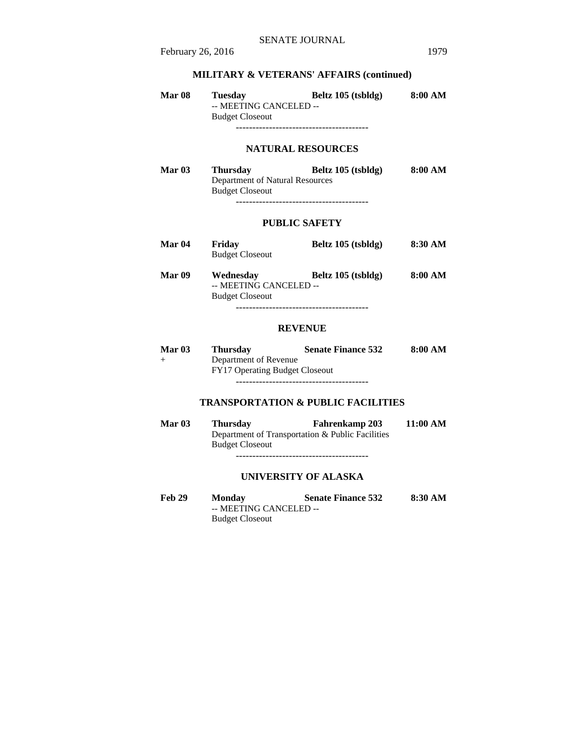### MILITARY & VETERANS' AFFAIRS (continued)

**Mar 08** **Tuesday** **Beltz 105 (tsbldg)** **8:00 AM**
-- MEETING CANCELED --
Budget Closeout

----------------------------------------

### NATURAL RESOURCES

**Mar 03** **Thursday** **Beltz 105 (tsbldg)** **8:00 AM**
Department of Natural Resources
Budget Closeout

----------------------------------------

### PUBLIC SAFETY

**Mar 04** **Friday** **Beltz 105 (tsbldg)** **8:30 AM**
Budget Closeout

**Mar 09** **Wednesday** **Beltz 105 (tsbldg)** **8:00 AM**
-- MEETING CANCELED --
Budget Closeout

----------------------------------------

### REVENUE

**Mar 03** **Thursday** **Senate Finance 532** **8:00 AM**
\+ Department of Revenue
FY17 Operating Budget Closeout

----------------------------------------

### TRANSPORTATION & PUBLIC FACILITIES

**Mar 03** **Thursday** **Fahrenkamp 203** **11:00 AM**
Department of Transportation & Public Facilities
Budget Closeout

----------------------------------------

### UNIVERSITY OF ALASKA

**Feb 29** **Monday** **Senate Finance 532** **8:30 AM**
-- MEETING CANCELED --
Budget Closeout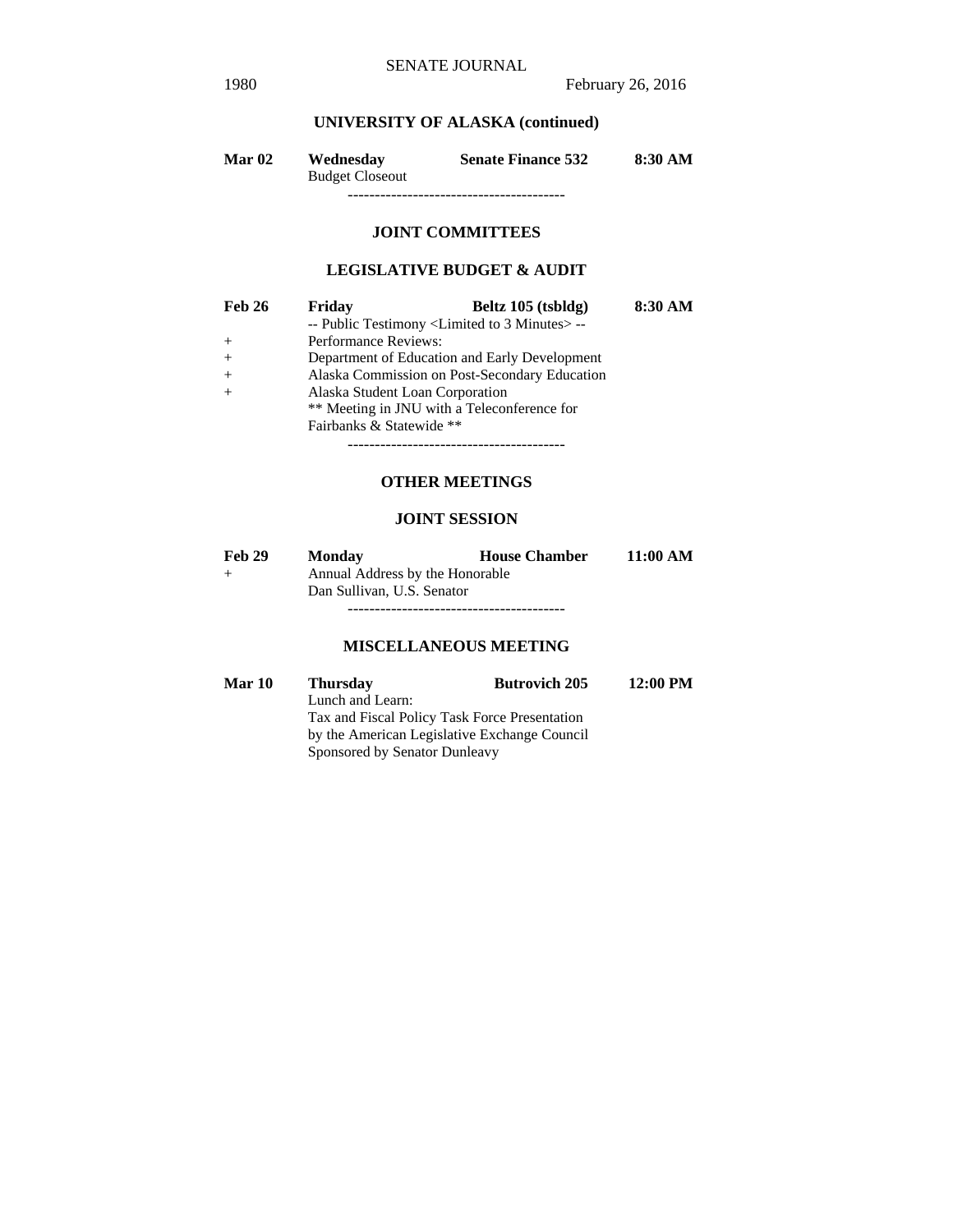## UNIVERSITY OF ALASKA (continued)

| | | | |
|---|---|---|---|
| **Mar 02** | **Wednesday** | **Senate Finance 532** | **8:30 AM** |
| | Budget Closeout | | |

----------------------------------------

## JOINT COMMITTEES

### LEGISLATIVE BUDGET & AUDIT

| | | | |
|---|---|---|---|
| **Feb 26** | **Friday** | **Beltz 105 (tsbldg)** | **8:30 AM** |
| | -- Public Testimony <Limited to 3 Minutes> -- | | |
| + | Performance Reviews: | | |
| + | Department of Education and Early Development | | |
| + | Alaska Commission on Post-Secondary Education | | |
| + | Alaska Student Loan Corporation | | |
| | ** Meeting in JNU with a Teleconference for Fairbanks & Statewide ** | | |

----------------------------------------

## OTHER MEETINGS

### JOINT SESSION

| | | | |
|---|---|---|---|
| **Feb 29** | **Monday** | **House Chamber** | **11:00 AM** |
| + | Annual Address by the Honorable Dan Sullivan, U.S. Senator | | |

----------------------------------------

### MISCELLANEOUS MEETING

| | | | |
|---|---|---|---|
| **Mar 10** | **Thursday** | **Butrovich 205** | **12:00 PM** |
| | Lunch and Learn: | | |
| | Tax and Fiscal Policy Task Force Presentation by the American Legislative Exchange Council | | |
| | Sponsored by Senator Dunleavy | | |